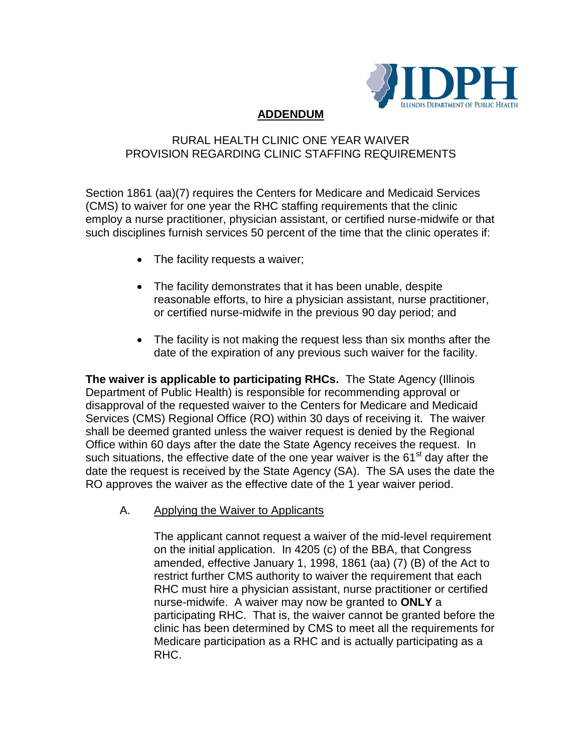## ADDENDUM

RURAL HEALTH CLINIC ONE YEAR WAIVER
PROVISION REGARDING CLINIC STAFFING REQUIREMENTS

Section 1861 (aa)(7) requires the Centers for Medicare and Medicaid Services (CMS) to waiver for one year the RHC staffing requirements that the clinic employ a nurse practitioner, physician assistant, or certified nurse-midwife or that such disciplines furnish services 50 percent of the time that the clinic operates if:

- The facility requests a waiver;
- The facility demonstrates that it has been unable, despite reasonable efforts, to hire a physician assistant, nurse practitioner, or certified nurse-midwife in the previous 90 day period; and
- The facility is not making the request less than six months after the date of the expiration of any previous such waiver for the facility.

**The waiver is applicable to participating RHCs.** The State Agency (Illinois Department of Public Health) is responsible for recommending approval or disapproval of the requested waiver to the Centers for Medicare and Medicaid Services (CMS) Regional Office (RO) within 30 days of receiving it. The waiver shall be deemed granted unless the waiver request is denied by the Regional Office within 60 days after the date the State Agency receives the request. In such situations, the effective date of the one year waiver is the 61st day after the date the request is received by the State Agency (SA). The SA uses the date the RO approves the waiver as the effective date of the 1 year waiver period.

A. Applying the Waiver to Applicants

The applicant cannot request a waiver of the mid-level requirement on the initial application. In 4205 (c) of the BBA, that Congress amended, effective January 1, 1998, 1861 (aa) (7) (B) of the Act to restrict further CMS authority to waiver the requirement that each RHC must hire a physician assistant, nurse practitioner or certified nurse-midwife. A waiver may now be granted to **ONLY** a participating RHC. That is, the waiver cannot be granted before the clinic has been determined by CMS to meet all the requirements for Medicare participation as a RHC and is actually participating as a RHC.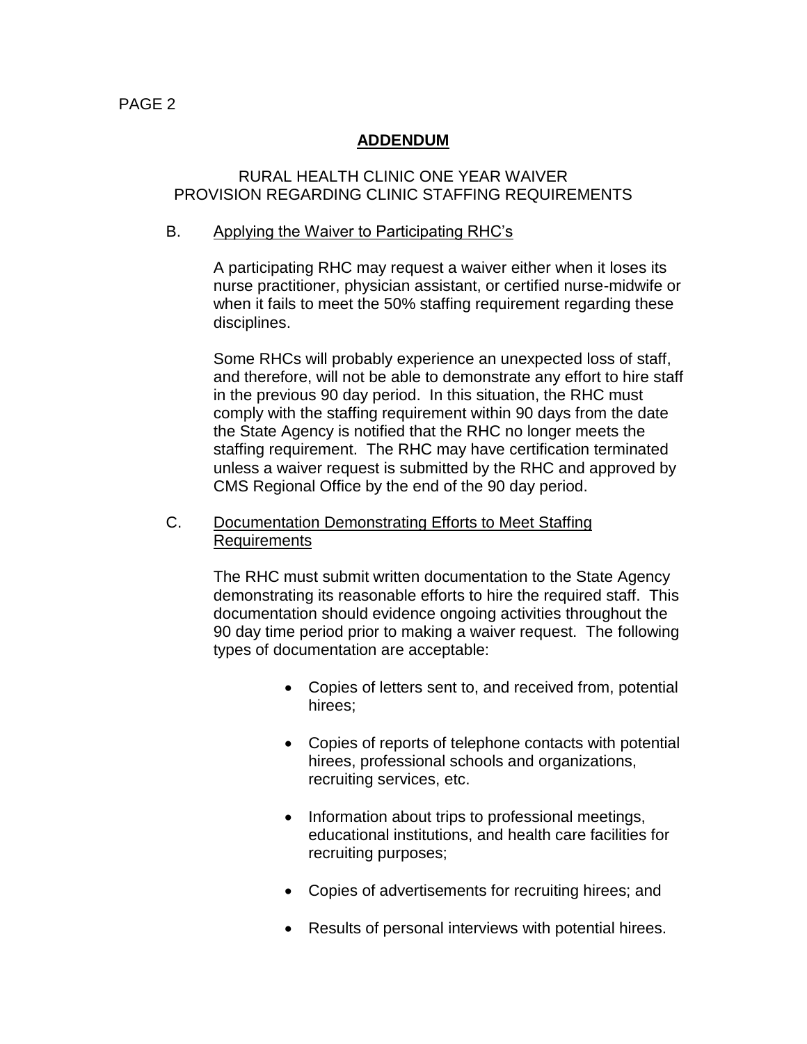## ADDENDUM

RURAL HEALTH CLINIC ONE YEAR WAIVER
PROVISION REGARDING CLINIC STAFFING REQUIREMENTS

B. Applying the Waiver to Participating RHC's

A participating RHC may request a waiver either when it loses its nurse practitioner, physician assistant, or certified nurse-midwife or when it fails to meet the 50% staffing requirement regarding these disciplines.

Some RHCs will probably experience an unexpected loss of staff, and therefore, will not be able to demonstrate any effort to hire staff in the previous 90 day period. In this situation, the RHC must comply with the staffing requirement within 90 days from the date the State Agency is notified that the RHC no longer meets the staffing requirement. The RHC may have certification terminated unless a waiver request is submitted by the RHC and approved by CMS Regional Office by the end of the 90 day period.

C. Documentation Demonstrating Efforts to Meet Staffing Requirements

The RHC must submit written documentation to the State Agency demonstrating its reasonable efforts to hire the required staff. This documentation should evidence ongoing activities throughout the 90 day time period prior to making a waiver request. The following types of documentation are acceptable:

- Copies of letters sent to, and received from, potential hirees;
- Copies of reports of telephone contacts with potential hirees, professional schools and organizations, recruiting services, etc.
- Information about trips to professional meetings, educational institutions, and health care facilities for recruiting purposes;
- Copies of advertisements for recruiting hirees; and
- Results of personal interviews with potential hirees.